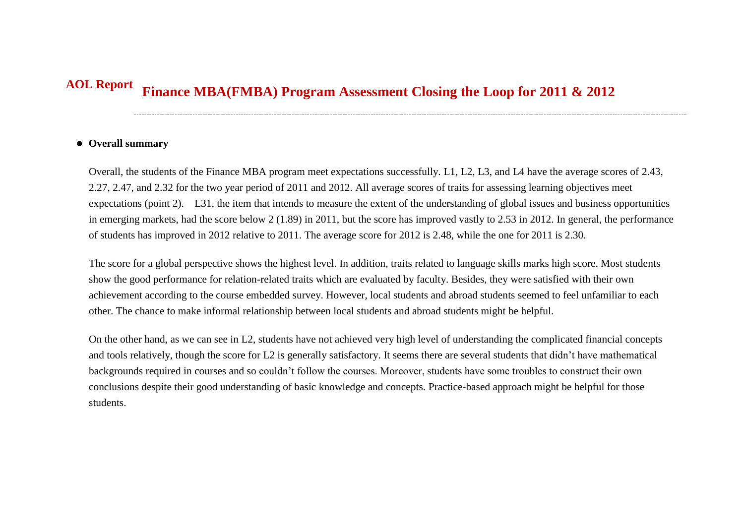**AOL Report**

# Finance MBA(FMBA) Program Assessment Closing the Loop for 2011 & 2012

- **Overall summary**

Overall, the students of the Finance MBA program meet expectations successfully. L1, L2, L3, and L4 have the average scores of 2.43, 2.27, 2.47, and 2.32 for the two year period of 2011 and 2012. All average scores of traits for assessing learning objectives meet expectations (point 2).  L31, the item that intends to measure the extent of the understanding of global issues and business opportunities in emerging markets, had the score below 2 (1.89) in 2011, but the score has improved vastly to 2.53 in 2012. In general, the performance of students has improved in 2012 relative to 2011. The average score for 2012 is 2.48, while the one for 2011 is 2.30.

The score for a global perspective shows the highest level. In addition, traits related to language skills marks high score. Most students show the good performance for relation-related traits which are evaluated by faculty. Besides, they were satisfied with their own achievement according to the course embedded survey. However, local students and abroad students seemed to feel unfamiliar to each other. The chance to make informal relationship between local students and abroad students might be helpful.

On the other hand, as we can see in L2, students have not achieved very high level of understanding the complicated financial concepts and tools relatively, though the score for L2 is generally satisfactory. It seems there are several students that didn't have mathematical backgrounds required in courses and so couldn't follow the courses. Moreover, students have some troubles to construct their own conclusions despite their good understanding of basic knowledge and concepts. Practice-based approach might be helpful for those students.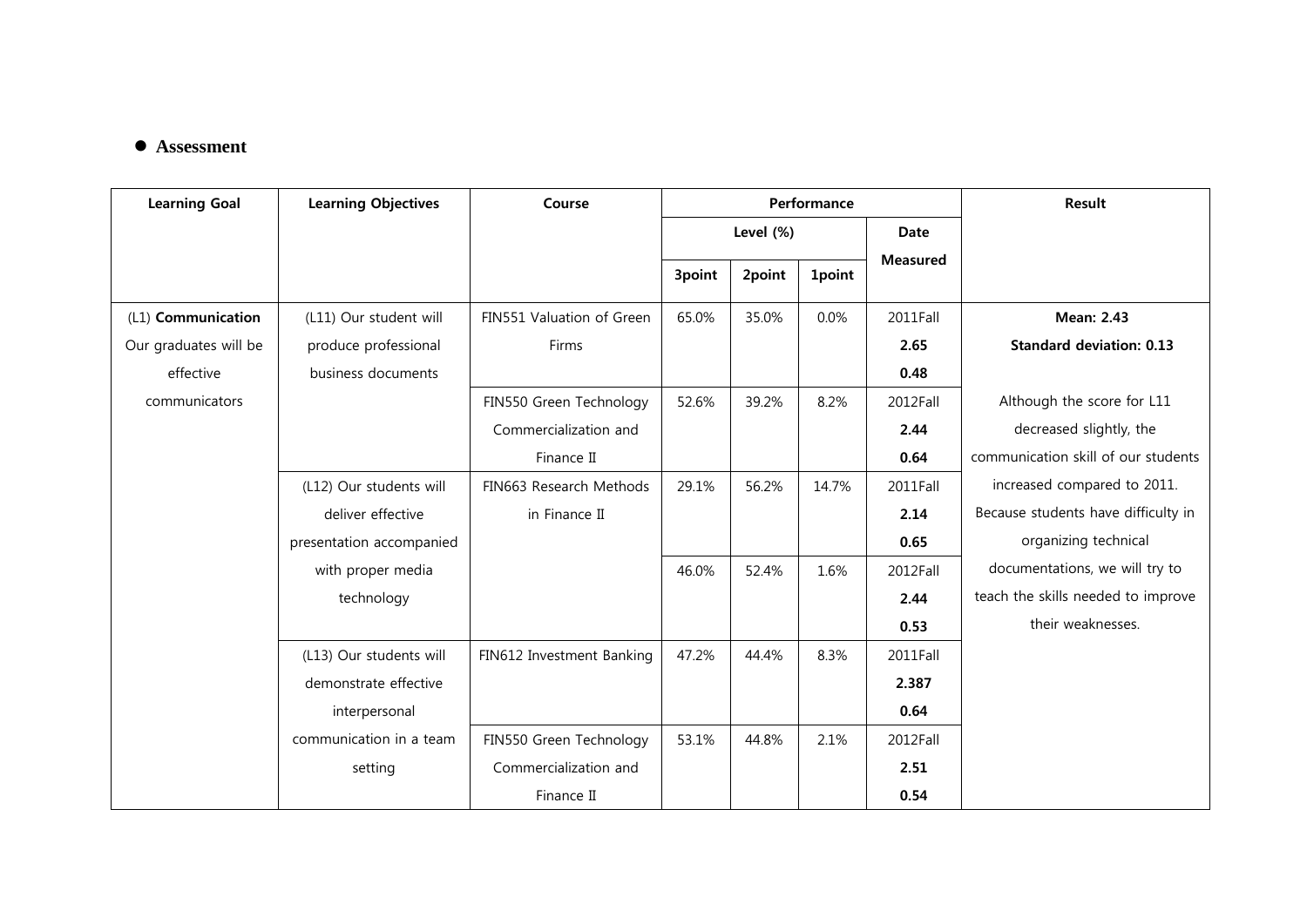- **Assessment**

| Learning Goal | Learning Objectives | Course | Performance | | | | Result |
|---|---|---|---|---|---|---|---|
| | | | Level (%) | | | Date Measured | |
| | | | 3point | 2point | 1point | | |
| (L1) **Communication** Our graduates will be effective communicators | (L11) Our student will produce professional business documents | FIN551 Valuation of Green Firms | 65.0% | 35.0% | 0.0% | 2011Fall **2.65** **0.48** | **Mean: 2.43** **Standard deviation: 0.13** Although the score for L11 decreased slightly, the communication skill of our students increased compared to 2011. Because students have difficulty in organizing technical documentations, we will try to teach the skills needed to improve their weaknesses. |
| | | FIN550 Green Technology Commercialization and Finance II | 52.6% | 39.2% | 8.2% | 2012Fall **2.44** **0.64** | |
| | (L12) Our students will deliver effective presentation accompanied with proper media technology | FIN663 Research Methods in Finance II | 29.1% | 56.2% | 14.7% | 2011Fall **2.14** **0.65** | |
| | | | 46.0% | 52.4% | 1.6% | 2012Fall **2.44** **0.53** | |
| | (L13) Our students will demonstrate effective interpersonal communication in a team setting | FIN612 Investment Banking | 47.2% | 44.4% | 8.3% | 2011Fall **2.387** **0.64** | |
| | | FIN550 Green Technology Commercialization and Finance II | 53.1% | 44.8% | 2.1% | 2012Fall **2.51** **0.54** | |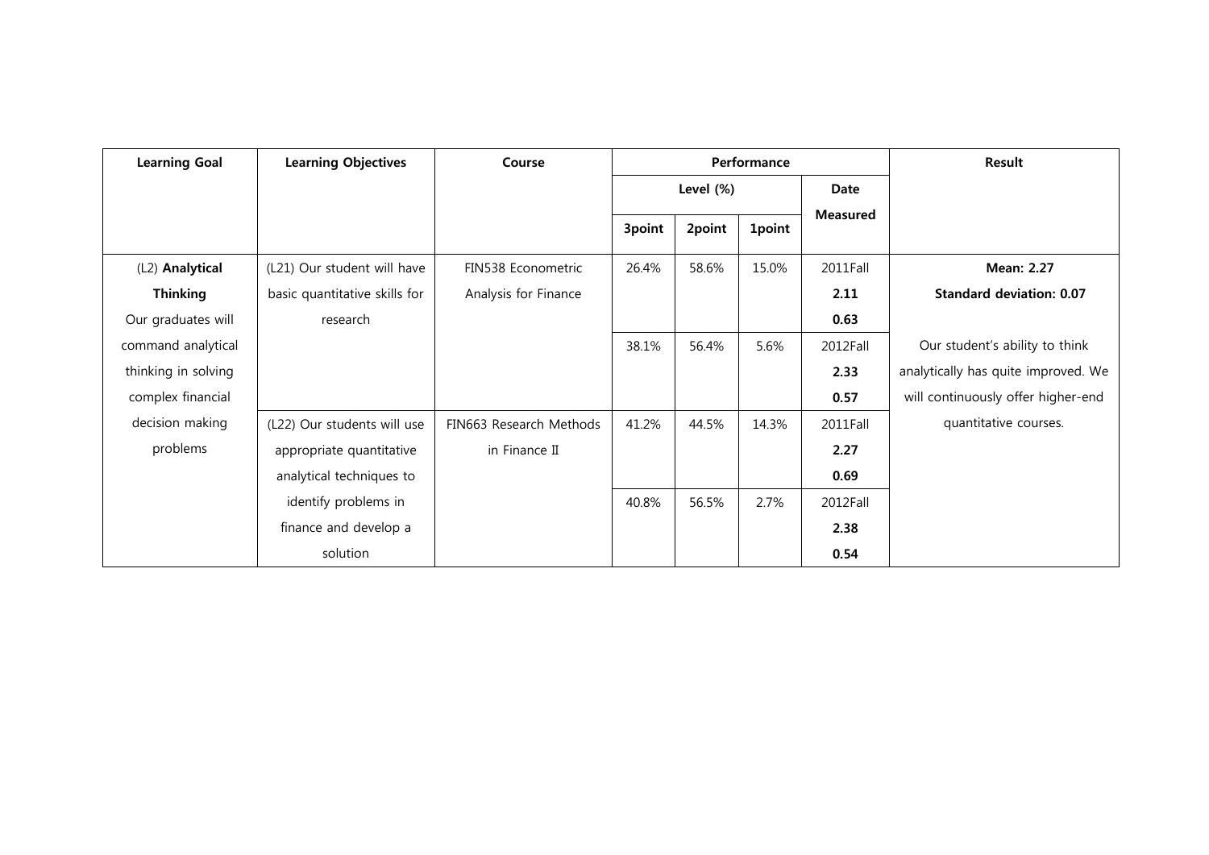| Learning Goal | Learning Objectives | Course | Performance | | | | Result |
|---|---|---|---|---|---|---|---|
| | | | Level (%) | | | Date Measured | |
| | | | 3point | 2point | 1point | | |
| (L2) **Analytical Thinking** Our graduates will command analytical thinking in solving complex financial decision making problems | (L21) Our student will have basic quantitative skills for research | FIN538 Econometric Analysis for Finance | 26.4% | 58.6% | 15.0% | 2011Fall **2.11** **0.63** | **Mean: 2.27** **Standard deviation: 0.07** Our student's ability to think analytically has quite improved. We will continuously offer higher-end quantitative courses. |
| | | | 38.1% | 56.4% | 5.6% | 2012Fall **2.33** **0.57** | |
| | (L22) Our students will use appropriate quantitative analytical techniques to identify problems in finance and develop a solution | FIN663 Research Methods in Finance II | 41.2% | 44.5% | 14.3% | 2011Fall **2.27** **0.69** | |
| | | | 40.8% | 56.5% | 2.7% | 2012Fall **2.38** **0.54** | |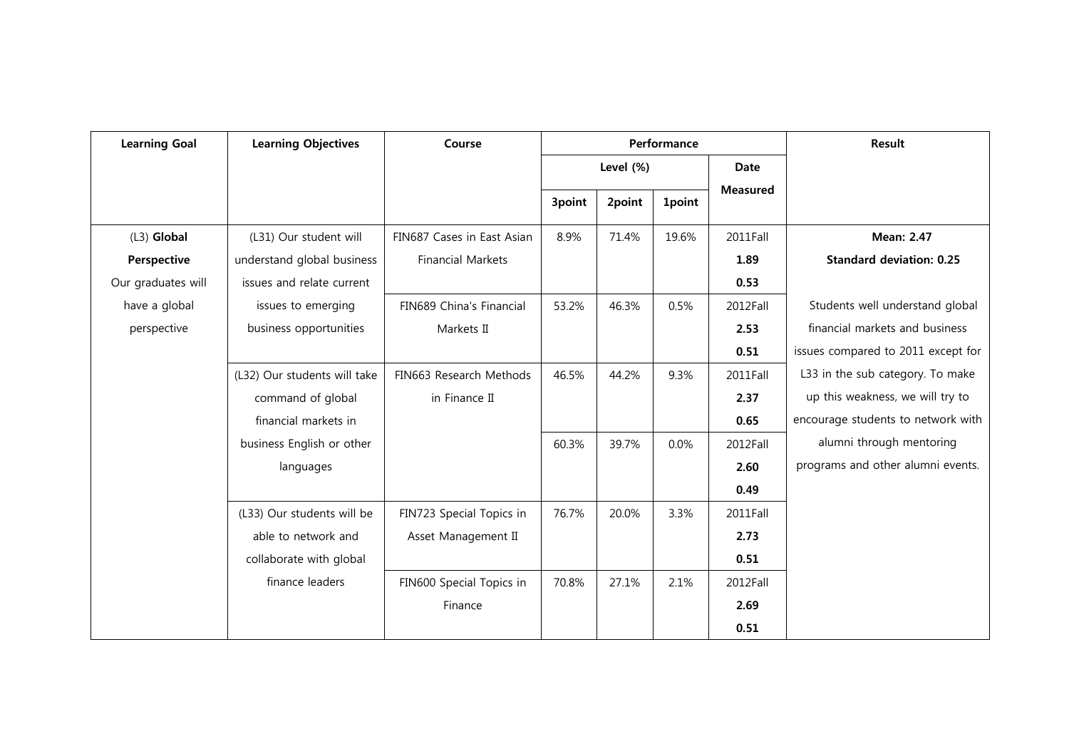| Learning Goal | Learning Objectives | Course | Performance | | | | Result |
|---|---|---|---|---|---|---|---|
| | | | Level (%) | | | Date Measured | |
| | | | 3point | 2point | 1point | | |
| (L3) **Global Perspective** Our graduates will have a global perspective | (L31) Our student will understand global business issues and relate current issues to emerging business opportunities | FIN687 Cases in East Asian Financial Markets | 8.9% | 71.4% | 19.6% | 2011Fall **1.89** **0.53** | **Mean: 2.47** **Standard deviation: 0.25** Students well understand global financial markets and business issues compared to 2011 except for L33 in the sub category. To make up this weakness, we will try to encourage students to network with alumni through mentoring programs and other alumni events. |
| | | FIN689 China's Financial Markets II | 53.2% | 46.3% | 0.5% | 2012Fall **2.53** **0.51** | |
| | (L32) Our students will take command of global financial markets in business English or other languages | FIN663 Research Methods in Finance II | 46.5% | 44.2% | 9.3% | 2011Fall **2.37** **0.65** | |
| | | | 60.3% | 39.7% | 0.0% | 2012Fall **2.60** **0.49** | |
| | (L33) Our students will be able to network and collaborate with global finance leaders | FIN723 Special Topics in Asset Management II | 76.7% | 20.0% | 3.3% | 2011Fall **2.73** **0.51** | |
| | | FIN600 Special Topics in Finance | 70.8% | 27.1% | 2.1% | 2012Fall **2.69** **0.51** | |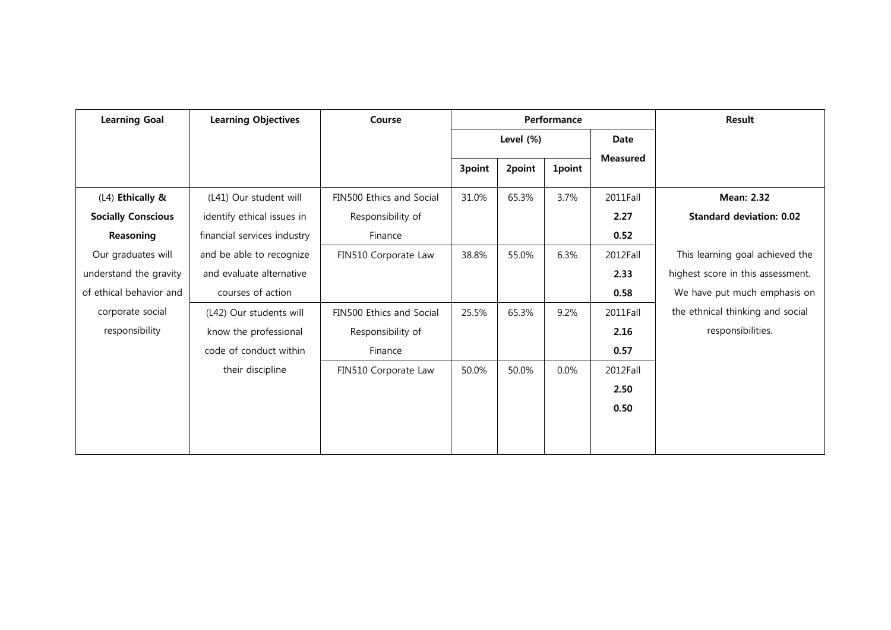| Learning Goal | Learning Objectives | Course | Performance | | | | Result |
|---|---|---|---|---|---|---|---|
| | | | Level (%) | | | Date Measured | |
| | | | 3point | 2point | 1point | | |
| (L4) **Ethically & Socially Conscious Reasoning** Our graduates will understand the gravity of ethical behavior and corporate social responsibility | (L41) Our student will identify ethical issues in financial services industry and be able to recognize and evaluate alternative courses of action | FIN500 Ethics and Social Responsibility of Finance | 31.0% | 65.3% | 3.7% | 2011Fall **2.27** **0.52** | **Mean: 2.32** **Standard deviation: 0.02** This learning goal achieved the highest score in this assessment. We have put much emphasis on the ethnical thinking and social responsibilities. |
| | | FIN510 Corporate Law | 38.8% | 55.0% | 6.3% | 2012Fall **2.33** **0.58** | |
| | (L42) Our students will know the professional code of conduct within their discipline | FIN500 Ethics and Social Responsibility of Finance | 25.5% | 65.3% | 9.2% | 2011Fall **2.16** **0.57** | |
| | | FIN510 Corporate Law | 50.0% | 50.0% | 0.0% | 2012Fall **2.50** **0.50** | |